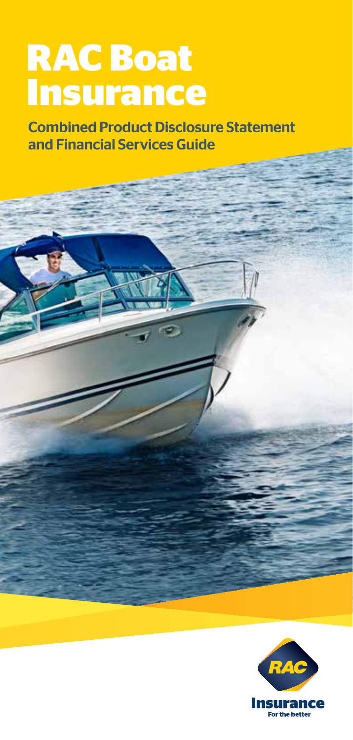# RAC Boat Insurance

## Combined Product Disclosure Statement and Financial Services Guide

RAC

Insurance

For the better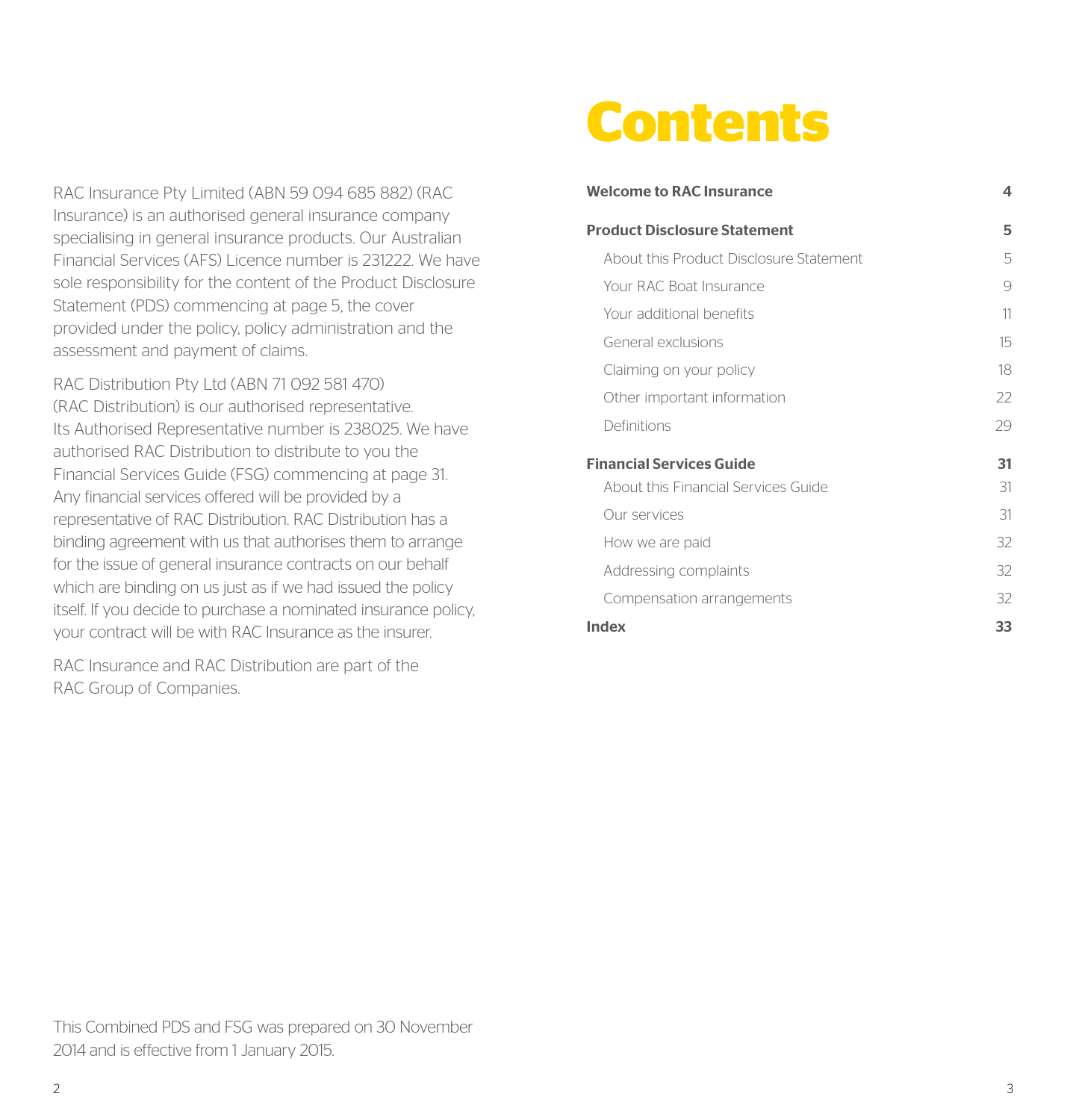RAC Insurance Pty Limited (ABN 59 094 685 882) (RAC Insurance) is an authorised general insurance company specialising in general insurance products. Our Australian Financial Services (AFS) Licence number is 231222. We have sole responsibility for the content of the Product Disclosure Statement (PDS) commencing at page 5, the cover provided under the policy, policy administration and the assessment and payment of claims.

RAC Distribution Pty Ltd (ABN 71 092 581 470) (RAC Distribution) is our authorised representative. Its Authorised Representative number is 238025. We have authorised RAC Distribution to distribute to you the Financial Services Guide (FSG) commencing at page 31. Any financial services offered will be provided by a representative of RAC Distribution. RAC Distribution has a binding agreement with us that authorises them to arrange for the issue of general insurance contracts on our behalf which are binding on us just as if we had issued the policy itself. If you decide to purchase a nominated insurance policy, your contract will be with RAC Insurance as the insurer.

RAC Insurance and RAC Distribution are part of the RAC Group of Companies.

This Combined PDS and FSG was prepared on 30 November 2014 and is effective from 1 January 2015.

# Contents

| | |
|---|---|
| **Welcome to RAC Insurance** | **4** |
| **Product Disclosure Statement** | **5** |
| About this Product Disclosure Statement | 5 |
| Your RAC Boat Insurance | 9 |
| Your additional benefits | 11 |
| General exclusions | 15 |
| Claiming on your policy | 18 |
| Other important information | 22 |
| Definitions | 29 |
| **Financial Services Guide** | **31** |
| About this Financial Services Guide | 31 |
| Our services | 31 |
| How we are paid | 32 |
| Addressing complaints | 32 |
| Compensation arrangements | 32 |
| **Index** | **33** |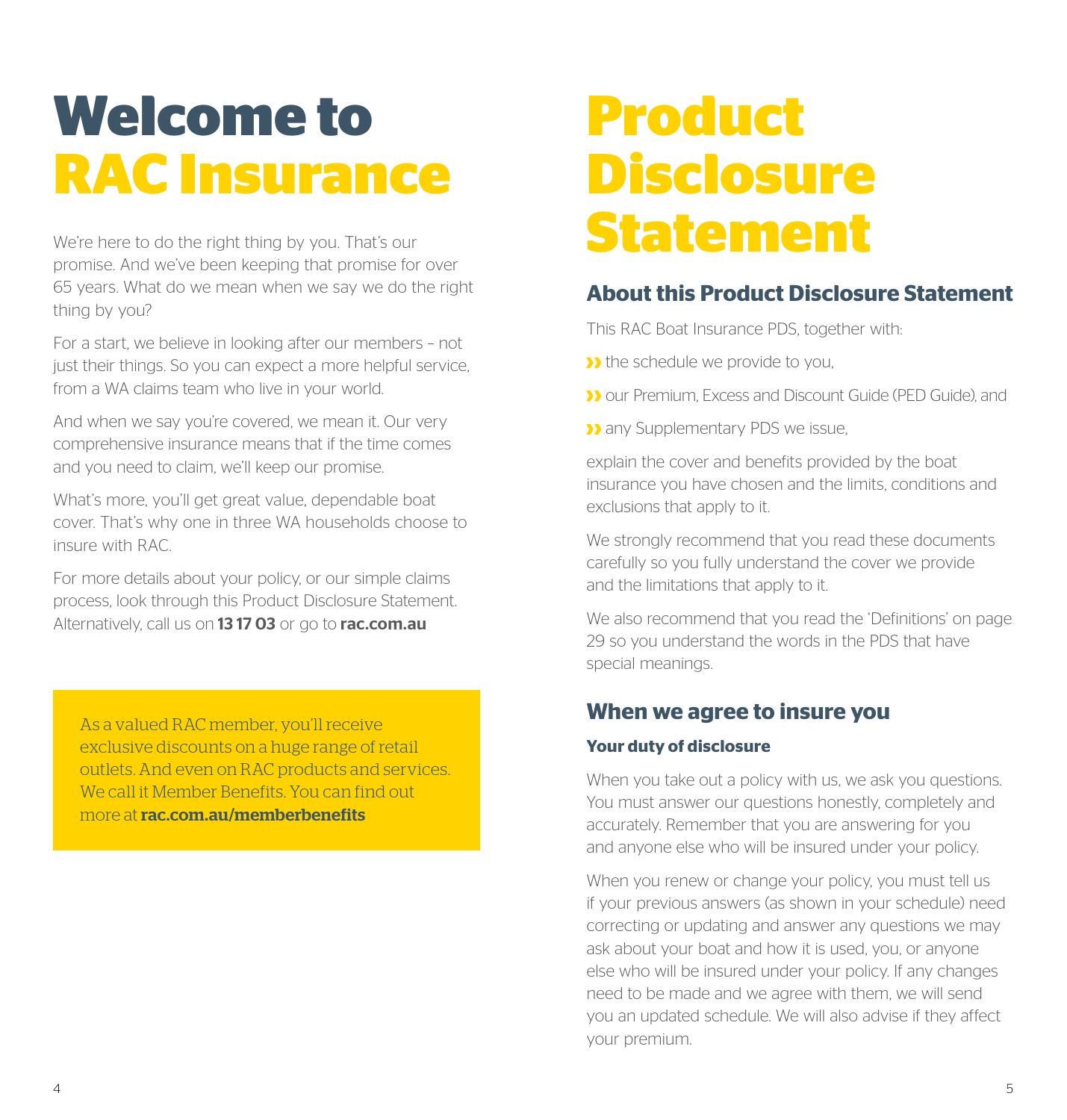# Welcome to RAC Insurance

We're here to do the right thing by you. That's our promise. And we've been keeping that promise for over 65 years. What do we mean when we say we do the right thing by you?

For a start, we believe in looking after our members – not just their things. So you can expect a more helpful service, from a WA claims team who live in your world.

And when we say you're covered, we mean it. Our very comprehensive insurance means that if the time comes and you need to claim, we'll keep our promise.

What's more, you'll get great value, dependable boat cover. That's why one in three WA households choose to insure with RAC.

For more details about your policy, or our simple claims process, look through this Product Disclosure Statement. Alternatively, call us on **13 17 03** or go to **rac.com.au**

As a valued RAC member, you'll receive exclusive discounts on a huge range of retail outlets. And even on RAC products and services. We call it Member Benefits. You can find out more at **rac.com.au/memberbenefits**

# Product Disclosure Statement

## About this Product Disclosure Statement

This RAC Boat Insurance PDS, together with:

- the schedule we provide to you,
- our Premium, Excess and Discount Guide (PED Guide), and
- any Supplementary PDS we issue,

explain the cover and benefits provided by the boat insurance you have chosen and the limits, conditions and exclusions that apply to it.

We strongly recommend that you read these documents carefully so you fully understand the cover we provide and the limitations that apply to it.

We also recommend that you read the 'Definitions' on page 29 so you understand the words in the PDS that have special meanings.

## When we agree to insure you

### Your duty of disclosure

When you take out a policy with us, we ask you questions. You must answer our questions honestly, completely and accurately. Remember that you are answering for you and anyone else who will be insured under your policy.

When you renew or change your policy, you must tell us if your previous answers (as shown in your schedule) need correcting or updating and answer any questions we may ask about your boat and how it is used, you, or anyone else who will be insured under your policy. If any changes need to be made and we agree with them, we will send you an updated schedule. We will also advise if they affect your premium.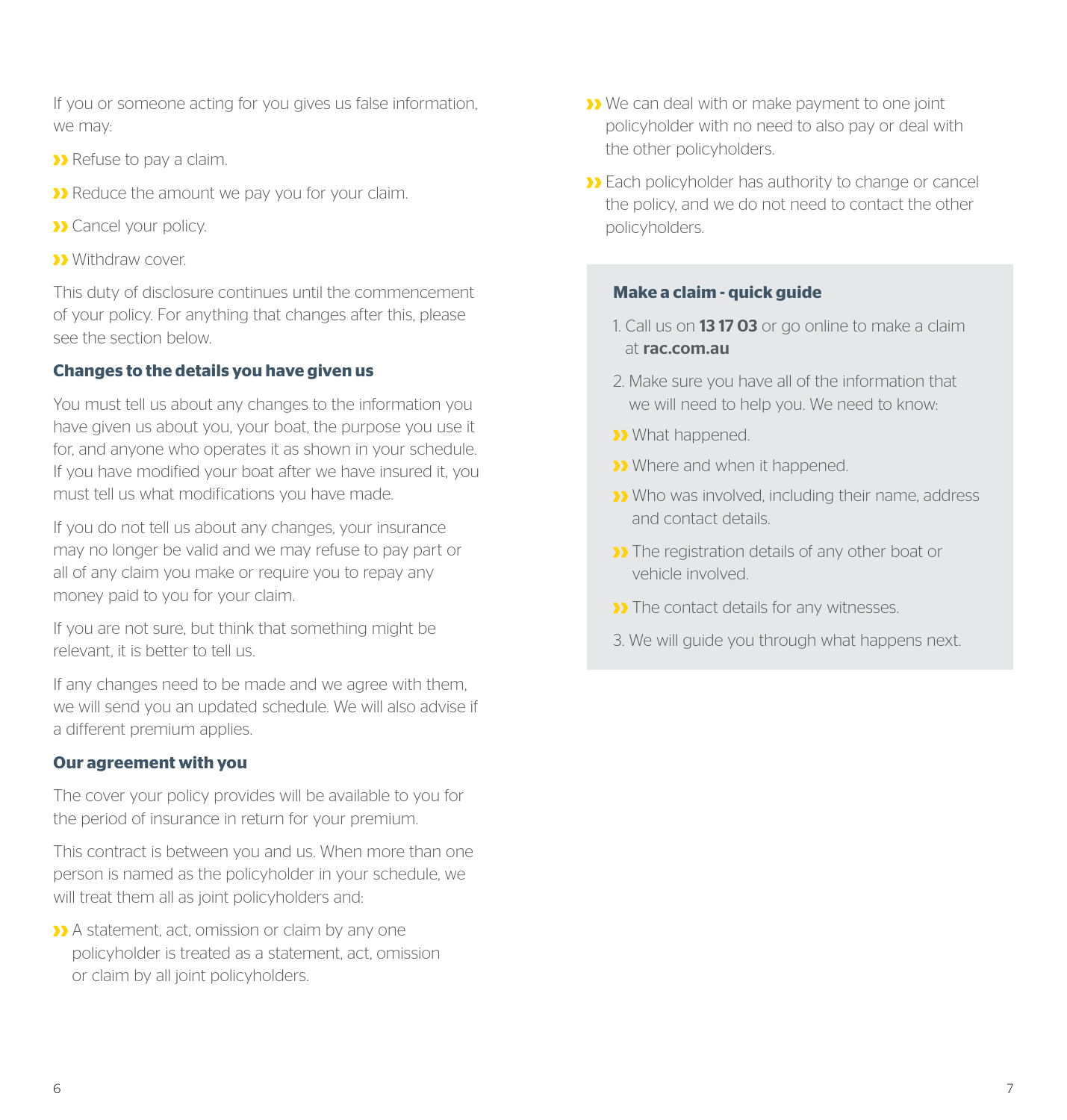If you or someone acting for you gives us false information, we may:

- Refuse to pay a claim.
- Reduce the amount we pay you for your claim.
- Cancel your policy.
- Withdraw cover.

This duty of disclosure continues until the commencement of your policy. For anything that changes after this, please see the section below.

### Changes to the details you have given us

You must tell us about any changes to the information you have given us about you, your boat, the purpose you use it for, and anyone who operates it as shown in your schedule. If you have modified your boat after we have insured it, you must tell us what modifications you have made.

If you do not tell us about any changes, your insurance may no longer be valid and we may refuse to pay part or all of any claim you make or require you to repay any money paid to you for your claim.

If you are not sure, but think that something might be relevant, it is better to tell us.

If any changes need to be made and we agree with them, we will send you an updated schedule. We will also advise if a different premium applies.

### Our agreement with you

The cover your policy provides will be available to you for the period of insurance in return for your premium.

This contract is between you and us. When more than one person is named as the policyholder in your schedule, we will treat them all as joint policyholders and:

- A statement, act, omission or claim by any one policyholder is treated as a statement, act, omission or claim by all joint policyholders.
- We can deal with or make payment to one joint policyholder with no need to also pay or deal with the other policyholders.
- Each policyholder has authority to change or cancel the policy, and we do not need to contact the other policyholders.

### Make a claim - quick guide

1. Call us on **13 17 03** or go online to make a claim at **rac.com.au**
2. Make sure you have all of the information that we will need to help you. We need to know:
   - What happened.
   - Where and when it happened.
   - Who was involved, including their name, address and contact details.
   - The registration details of any other boat or vehicle involved.
   - The contact details for any witnesses.
3. We will guide you through what happens next.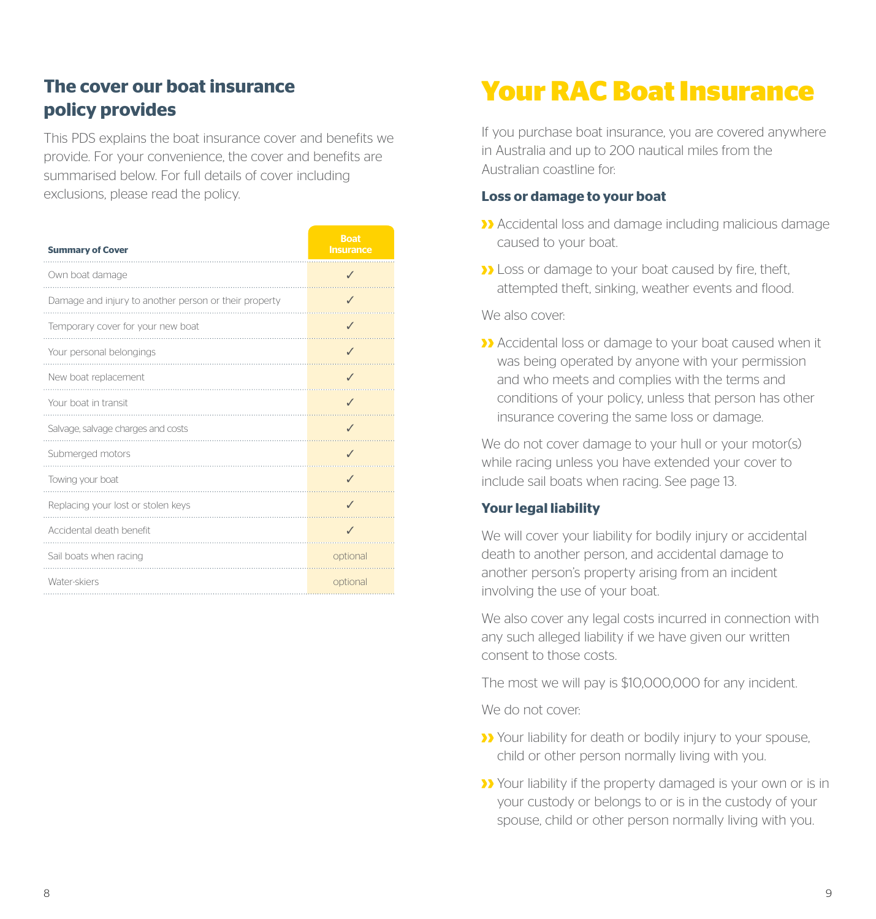## The cover our boat insurance policy provides

This PDS explains the boat insurance cover and benefits we provide. For your convenience, the cover and benefits are summarised below. For full details of cover including exclusions, please read the policy.

| Summary of Cover | Boat Insurance |
| --- | --- |
| Own boat damage | ✓ |
| Damage and injury to another person or their property | ✓ |
| Temporary cover for your new boat | ✓ |
| Your personal belongings | ✓ |
| New boat replacement | ✓ |
| Your boat in transit | ✓ |
| Salvage, salvage charges and costs | ✓ |
| Submerged motors | ✓ |
| Towing your boat | ✓ |
| Replacing your lost or stolen keys | ✓ |
| Accidental death benefit | ✓ |
| Sail boats when racing | optional |
| Water-skiers | optional |

# Your RAC Boat Insurance

If you purchase boat insurance, you are covered anywhere in Australia and up to 200 nautical miles from the Australian coastline for:

### Loss or damage to your boat

- Accidental loss and damage including malicious damage caused to your boat.
- Loss or damage to your boat caused by fire, theft, attempted theft, sinking, weather events and flood.

We also cover:

- Accidental loss or damage to your boat caused when it was being operated by anyone with your permission and who meets and complies with the terms and conditions of your policy, unless that person has other insurance covering the same loss or damage.

We do not cover damage to your hull or your motor(s) while racing unless you have extended your cover to include sail boats when racing. See page 13.

### Your legal liability

We will cover your liability for bodily injury or accidental death to another person, and accidental damage to another person's property arising from an incident involving the use of your boat.

We also cover any legal costs incurred in connection with any such alleged liability if we have given our written consent to those costs.

The most we will pay is $10,000,000 for any incident.

We do not cover:

- Your liability for death or bodily injury to your spouse, child or other person normally living with you.
- Your liability if the property damaged is your own or is in your custody or belongs to or is in the custody of your spouse, child or other person normally living with you.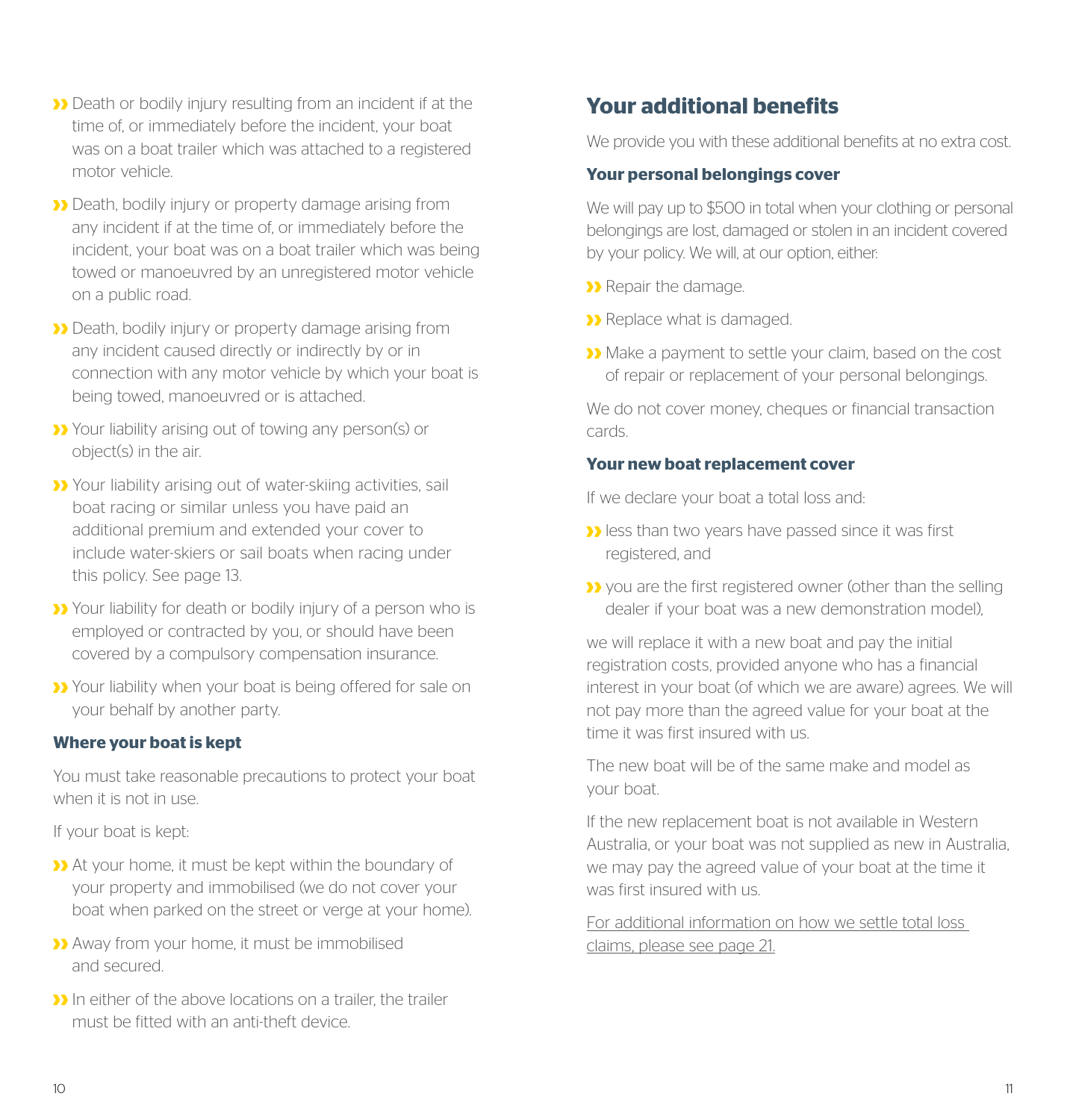- Death or bodily injury resulting from an incident if at the time of, or immediately before the incident, your boat was on a boat trailer which was attached to a registered motor vehicle.
- Death, bodily injury or property damage arising from any incident if at the time of, or immediately before the incident, your boat was on a boat trailer which was being towed or manoeuvred by an unregistered motor vehicle on a public road.
- Death, bodily injury or property damage arising from any incident caused directly or indirectly by or in connection with any motor vehicle by which your boat is being towed, manoeuvred or is attached.
- Your liability arising out of towing any person(s) or object(s) in the air.
- Your liability arising out of water-skiing activities, sail boat racing or similar unless you have paid an additional premium and extended your cover to include water-skiers or sail boats when racing under this policy. See page 13.
- Your liability for death or bodily injury of a person who is employed or contracted by you, or should have been covered by a compulsory compensation insurance.
- Your liability when your boat is being offered for sale on your behalf by another party.

### Where your boat is kept

You must take reasonable precautions to protect your boat when it is not in use.

If your boat is kept:

- At your home, it must be kept within the boundary of your property and immobilised (we do not cover your boat when parked on the street or verge at your home).
- Away from your home, it must be immobilised and secured.
- In either of the above locations on a trailer, the trailer must be fitted with an anti-theft device.

## Your additional benefits

We provide you with these additional benefits at no extra cost.

### Your personal belongings cover

We will pay up to $500 in total when your clothing or personal belongings are lost, damaged or stolen in an incident covered by your policy. We will, at our option, either:

- Repair the damage.
- Replace what is damaged.
- Make a payment to settle your claim, based on the cost of repair or replacement of your personal belongings.

We do not cover money, cheques or financial transaction cards.

### Your new boat replacement cover

If we declare your boat a total loss and:

- less than two years have passed since it was first registered, and
- you are the first registered owner (other than the selling dealer if your boat was a new demonstration model),

we will replace it with a new boat and pay the initial registration costs, provided anyone who has a financial interest in your boat (of which we are aware) agrees. We will not pay more than the agreed value for your boat at the time it was first insured with us.

The new boat will be of the same make and model as your boat.

If the new replacement boat is not available in Western Australia, or your boat was not supplied as new in Australia, we may pay the agreed value of your boat at the time it was first insured with us.

For additional information on how we settle total loss claims, please see page 21.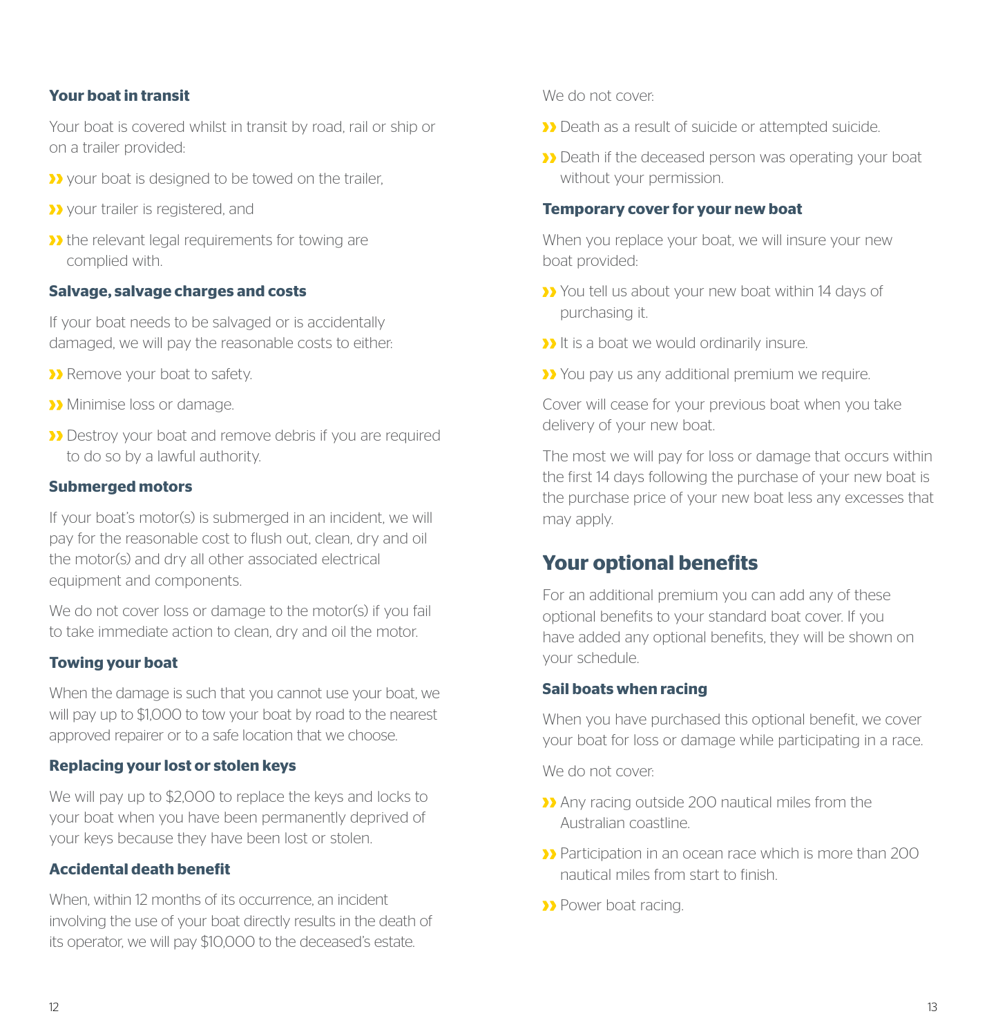### Your boat in transit

Your boat is covered whilst in transit by road, rail or ship or on a trailer provided:

- your boat is designed to be towed on the trailer,
- your trailer is registered, and
- the relevant legal requirements for towing are complied with.

### Salvage, salvage charges and costs

If your boat needs to be salvaged or is accidentally damaged, we will pay the reasonable costs to either:

- Remove your boat to safety.
- Minimise loss or damage.
- Destroy your boat and remove debris if you are required to do so by a lawful authority.

### Submerged motors

If your boat's motor(s) is submerged in an incident, we will pay for the reasonable cost to flush out, clean, dry and oil the motor(s) and dry all other associated electrical equipment and components.

We do not cover loss or damage to the motor(s) if you fail to take immediate action to clean, dry and oil the motor.

### Towing your boat

When the damage is such that you cannot use your boat, we will pay up to $1,000 to tow your boat by road to the nearest approved repairer or to a safe location that we choose.

### Replacing your lost or stolen keys

We will pay up to $2,000 to replace the keys and locks to your boat when you have been permanently deprived of your keys because they have been lost or stolen.

### Accidental death benefit

When, within 12 months of its occurrence, an incident involving the use of your boat directly results in the death of its operator, we will pay $10,000 to the deceased's estate.

We do not cover:

- Death as a result of suicide or attempted suicide.
- Death if the deceased person was operating your boat without your permission.

### Temporary cover for your new boat

When you replace your boat, we will insure your new boat provided:

- You tell us about your new boat within 14 days of purchasing it.
- It is a boat we would ordinarily insure.
- You pay us any additional premium we require.

Cover will cease for your previous boat when you take delivery of your new boat.

The most we will pay for loss or damage that occurs within the first 14 days following the purchase of your new boat is the purchase price of your new boat less any excesses that may apply.

## Your optional benefits

For an additional premium you can add any of these optional benefits to your standard boat cover. If you have added any optional benefits, they will be shown on your schedule.

### Sail boats when racing

When you have purchased this optional benefit, we cover your boat for loss or damage while participating in a race.

We do not cover:

- Any racing outside 200 nautical miles from the Australian coastline.
- Participation in an ocean race which is more than 200 nautical miles from start to finish.
- Power boat racing.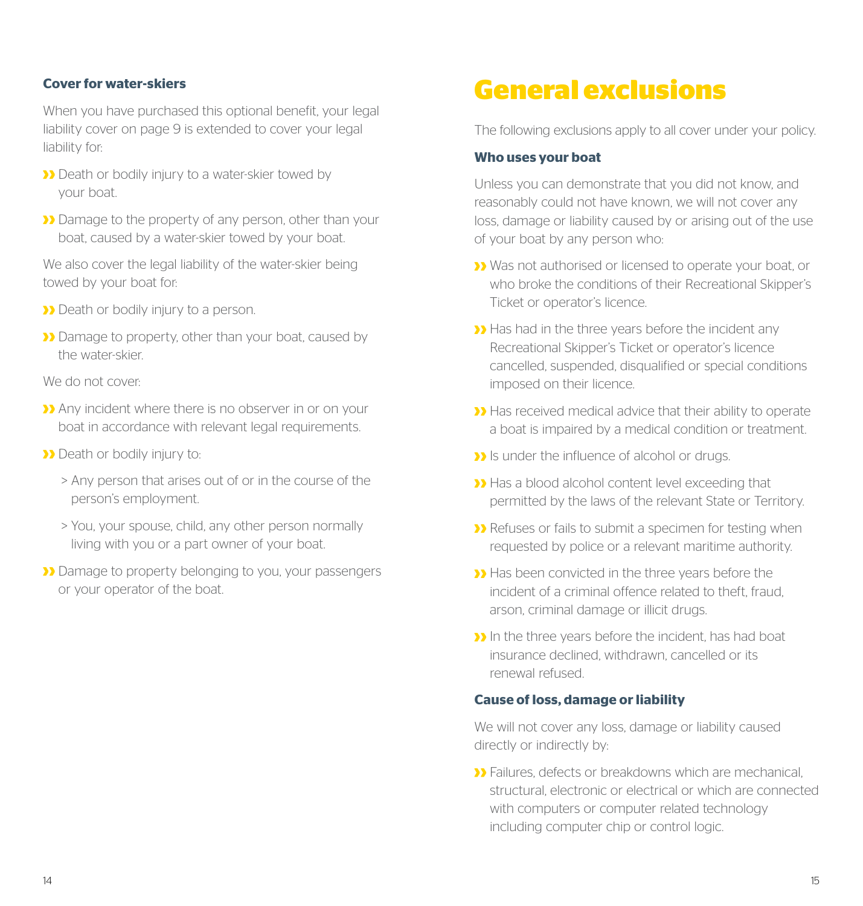### Cover for water-skiers

When you have purchased this optional benefit, your legal liability cover on page 9 is extended to cover your legal liability for:

- Death or bodily injury to a water-skier towed by your boat.
- Damage to the property of any person, other than your boat, caused by a water-skier towed by your boat.

We also cover the legal liability of the water-skier being towed by your boat for:

- Death or bodily injury to a person.
- Damage to property, other than your boat, caused by the water-skier.

We do not cover:

- Any incident where there is no observer in or on your boat in accordance with relevant legal requirements.
- Death or bodily injury to:
  - Any person that arises out of or in the course of the person's employment.
  - You, your spouse, child, any other person normally living with you or a part owner of your boat.
- Damage to property belonging to you, your passengers or your operator of the boat.

# General exclusions

The following exclusions apply to all cover under your policy.

### Who uses your boat

Unless you can demonstrate that you did not know, and reasonably could not have known, we will not cover any loss, damage or liability caused by or arising out of the use of your boat by any person who:

- Was not authorised or licensed to operate your boat, or who broke the conditions of their Recreational Skipper's Ticket or operator's licence.
- Has had in the three years before the incident any Recreational Skipper's Ticket or operator's licence cancelled, suspended, disqualified or special conditions imposed on their licence.
- Has received medical advice that their ability to operate a boat is impaired by a medical condition or treatment.
- Is under the influence of alcohol or drugs.
- Has a blood alcohol content level exceeding that permitted by the laws of the relevant State or Territory.
- Refuses or fails to submit a specimen for testing when requested by police or a relevant maritime authority.
- Has been convicted in the three years before the incident of a criminal offence related to theft, fraud, arson, criminal damage or illicit drugs.
- In the three years before the incident, has had boat insurance declined, withdrawn, cancelled or its renewal refused.

### Cause of loss, damage or liability

We will not cover any loss, damage or liability caused directly or indirectly by:

- Failures, defects or breakdowns which are mechanical, structural, electronic or electrical or which are connected with computers or computer related technology including computer chip or control logic.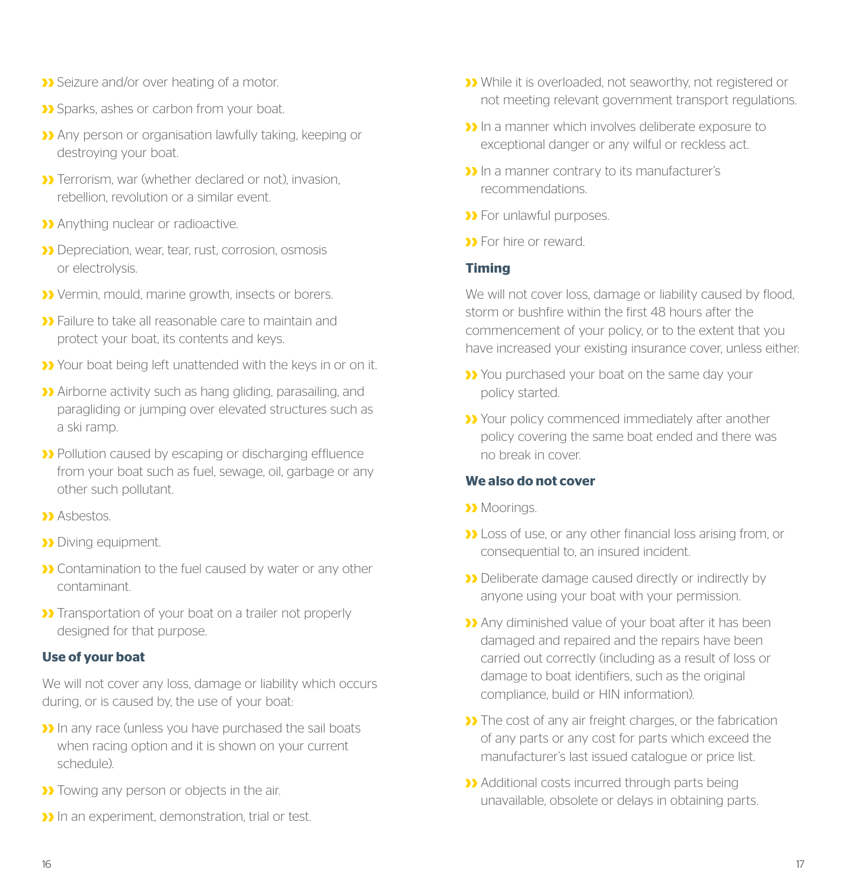- Seizure and/or over heating of a motor.
- Sparks, ashes or carbon from your boat.
- Any person or organisation lawfully taking, keeping or destroying your boat.
- Terrorism, war (whether declared or not), invasion, rebellion, revolution or a similar event.
- Anything nuclear or radioactive.
- Depreciation, wear, tear, rust, corrosion, osmosis or electrolysis.
- Vermin, mould, marine growth, insects or borers.
- Failure to take all reasonable care to maintain and protect your boat, its contents and keys.
- Your boat being left unattended with the keys in or on it.
- Airborne activity such as hang gliding, parasailing, and paragliding or jumping over elevated structures such as a ski ramp.
- Pollution caused by escaping or discharging effluence from your boat such as fuel, sewage, oil, garbage or any other such pollutant.
- Asbestos.
- Diving equipment.
- Contamination to the fuel caused by water or any other contaminant.
- Transportation of your boat on a trailer not properly designed for that purpose.

**Use of your boat**

We will not cover any loss, damage or liability which occurs during, or is caused by, the use of your boat:

- In any race (unless you have purchased the sail boats when racing option and it is shown on your current schedule).
- Towing any person or objects in the air.
- In an experiment, demonstration, trial or test.
- While it is overloaded, not seaworthy, not registered or not meeting relevant government transport regulations.
- In a manner which involves deliberate exposure to exceptional danger or any wilful or reckless act.
- In a manner contrary to its manufacturer's recommendations.
- For unlawful purposes.
- For hire or reward.

**Timing**

We will not cover loss, damage or liability caused by flood, storm or bushfire within the first 48 hours after the commencement of your policy, or to the extent that you have increased your existing insurance cover, unless either:

- You purchased your boat on the same day your policy started.
- Your policy commenced immediately after another policy covering the same boat ended and there was no break in cover.

**We also do not cover**

- Moorings.
- Loss of use, or any other financial loss arising from, or consequential to, an insured incident.
- Deliberate damage caused directly or indirectly by anyone using your boat with your permission.
- Any diminished value of your boat after it has been damaged and repaired and the repairs have been carried out correctly (including as a result of loss or damage to boat identifiers, such as the original compliance, build or HIN information).
- The cost of any air freight charges, or the fabrication of any parts or any cost for parts which exceed the manufacturer's last issued catalogue or price list.
- Additional costs incurred through parts being unavailable, obsolete or delays in obtaining parts.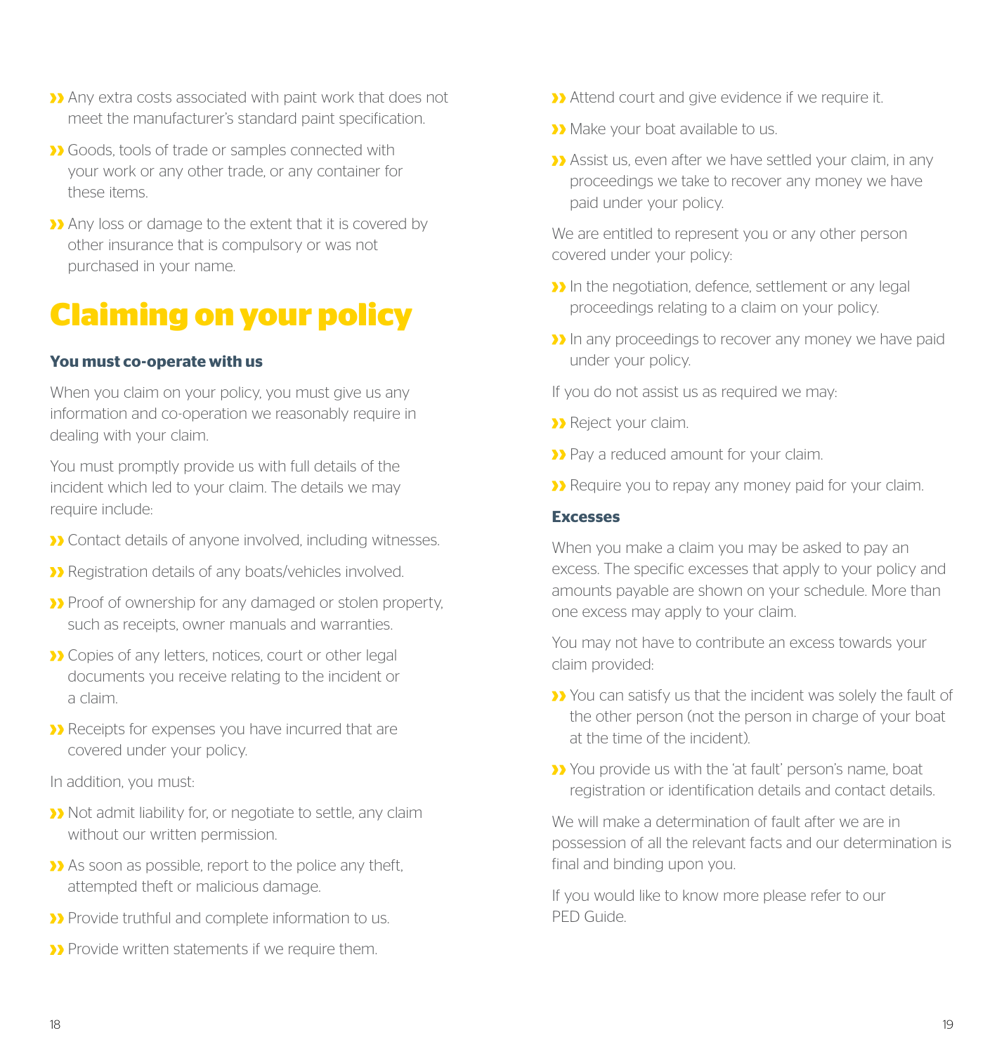- Any extra costs associated with paint work that does not meet the manufacturer's standard paint specification.
- Goods, tools of trade or samples connected with your work or any other trade, or any container for these items.
- Any loss or damage to the extent that it is covered by other insurance that is compulsory or was not purchased in your name.

# Claiming on your policy

### You must co-operate with us

When you claim on your policy, you must give us any information and co-operation we reasonably require in dealing with your claim.

You must promptly provide us with full details of the incident which led to your claim. The details we may require include:

- Contact details of anyone involved, including witnesses.
- Registration details of any boats/vehicles involved.
- Proof of ownership for any damaged or stolen property, such as receipts, owner manuals and warranties.
- Copies of any letters, notices, court or other legal documents you receive relating to the incident or a claim.
- Receipts for expenses you have incurred that are covered under your policy.

In addition, you must:

- Not admit liability for, or negotiate to settle, any claim without our written permission.
- As soon as possible, report to the police any theft, attempted theft or malicious damage.
- Provide truthful and complete information to us.
- Provide written statements if we require them.
- Attend court and give evidence if we require it.
- Make your boat available to us.
- Assist us, even after we have settled your claim, in any proceedings we take to recover any money we have paid under your policy.

We are entitled to represent you or any other person covered under your policy:

- In the negotiation, defence, settlement or any legal proceedings relating to a claim on your policy.
- In any proceedings to recover any money we have paid under your policy.

If you do not assist us as required we may:

- Reject your claim.
- Pay a reduced amount for your claim.
- Require you to repay any money paid for your claim.

### Excesses

When you make a claim you may be asked to pay an excess. The specific excesses that apply to your policy and amounts payable are shown on your schedule. More than one excess may apply to your claim.

You may not have to contribute an excess towards your claim provided:

- You can satisfy us that the incident was solely the fault of the other person (not the person in charge of your boat at the time of the incident).
- You provide us with the 'at fault' person's name, boat registration or identification details and contact details.

We will make a determination of fault after we are in possession of all the relevant facts and our determination is final and binding upon you.

If you would like to know more please refer to our PED Guide.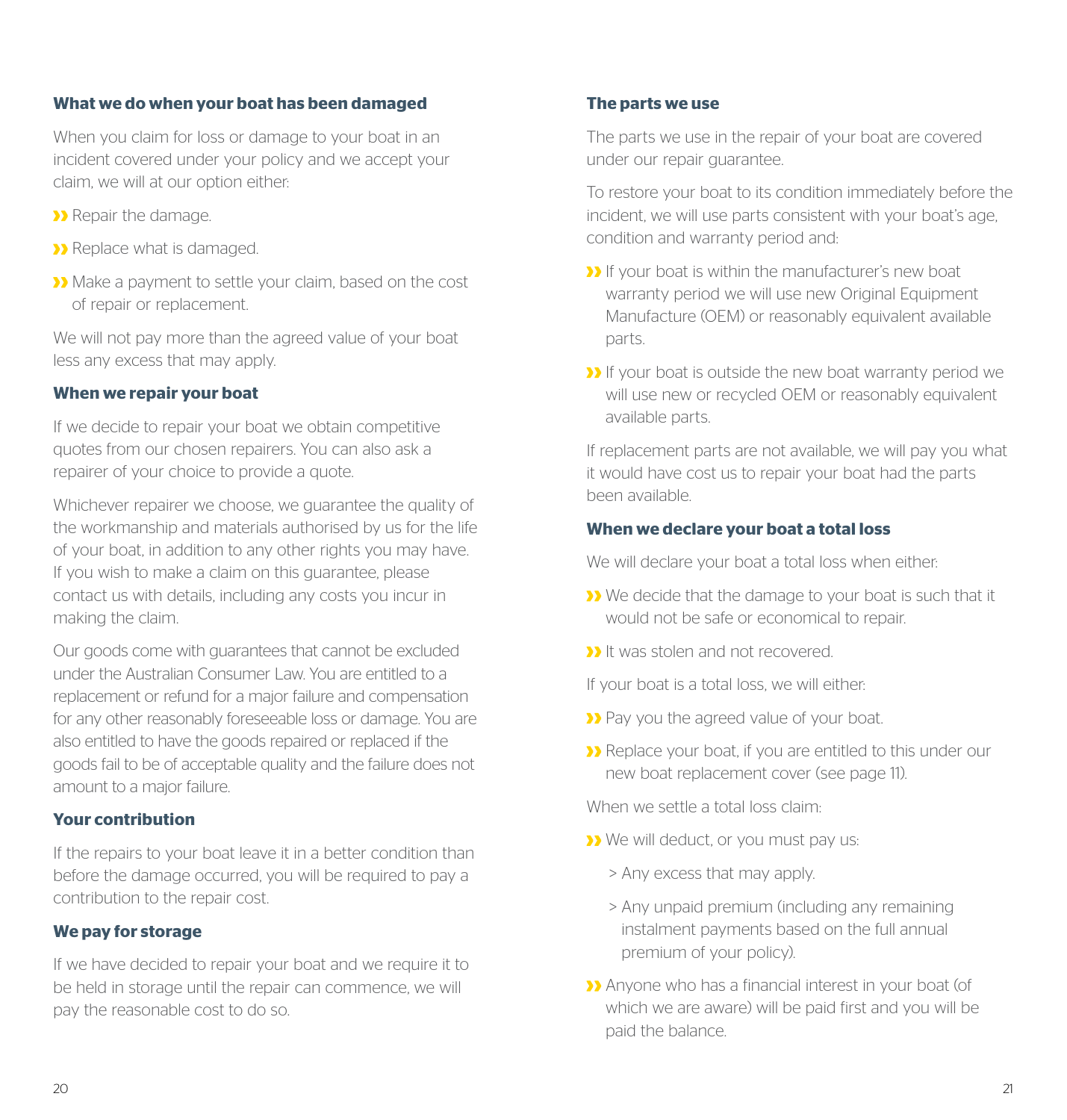### What we do when your boat has been damaged

When you claim for loss or damage to your boat in an incident covered under your policy and we accept your claim, we will at our option either:

- Repair the damage.
- Replace what is damaged.
- Make a payment to settle your claim, based on the cost of repair or replacement.

We will not pay more than the agreed value of your boat less any excess that may apply.

### When we repair your boat

If we decide to repair your boat we obtain competitive quotes from our chosen repairers. You can also ask a repairer of your choice to provide a quote.

Whichever repairer we choose, we guarantee the quality of the workmanship and materials authorised by us for the life of your boat, in addition to any other rights you may have. If you wish to make a claim on this guarantee, please contact us with details, including any costs you incur in making the claim.

Our goods come with guarantees that cannot be excluded under the Australian Consumer Law. You are entitled to a replacement or refund for a major failure and compensation for any other reasonably foreseeable loss or damage. You are also entitled to have the goods repaired or replaced if the goods fail to be of acceptable quality and the failure does not amount to a major failure.

### Your contribution

If the repairs to your boat leave it in a better condition than before the damage occurred, you will be required to pay a contribution to the repair cost.

### We pay for storage

If we have decided to repair your boat and we require it to be held in storage until the repair can commence, we will pay the reasonable cost to do so.

### The parts we use

The parts we use in the repair of your boat are covered under our repair guarantee.

To restore your boat to its condition immediately before the incident, we will use parts consistent with your boat's age, condition and warranty period and:

- If your boat is within the manufacturer's new boat warranty period we will use new Original Equipment Manufacture (OEM) or reasonably equivalent available parts.
- If your boat is outside the new boat warranty period we will use new or recycled OEM or reasonably equivalent available parts.

If replacement parts are not available, we will pay you what it would have cost us to repair your boat had the parts been available.

### When we declare your boat a total loss

We will declare your boat a total loss when either:

- We decide that the damage to your boat is such that it would not be safe or economical to repair.
- It was stolen and not recovered.

If your boat is a total loss, we will either:

- Pay you the agreed value of your boat.
- Replace your boat, if you are entitled to this under our new boat replacement cover (see page 11).

When we settle a total loss claim:

- We will deduct, or you must pay us:
  - Any excess that may apply.
  - Any unpaid premium (including any remaining instalment payments based on the full annual premium of your policy).
- Anyone who has a financial interest in your boat (of which we are aware) will be paid first and you will be paid the balance.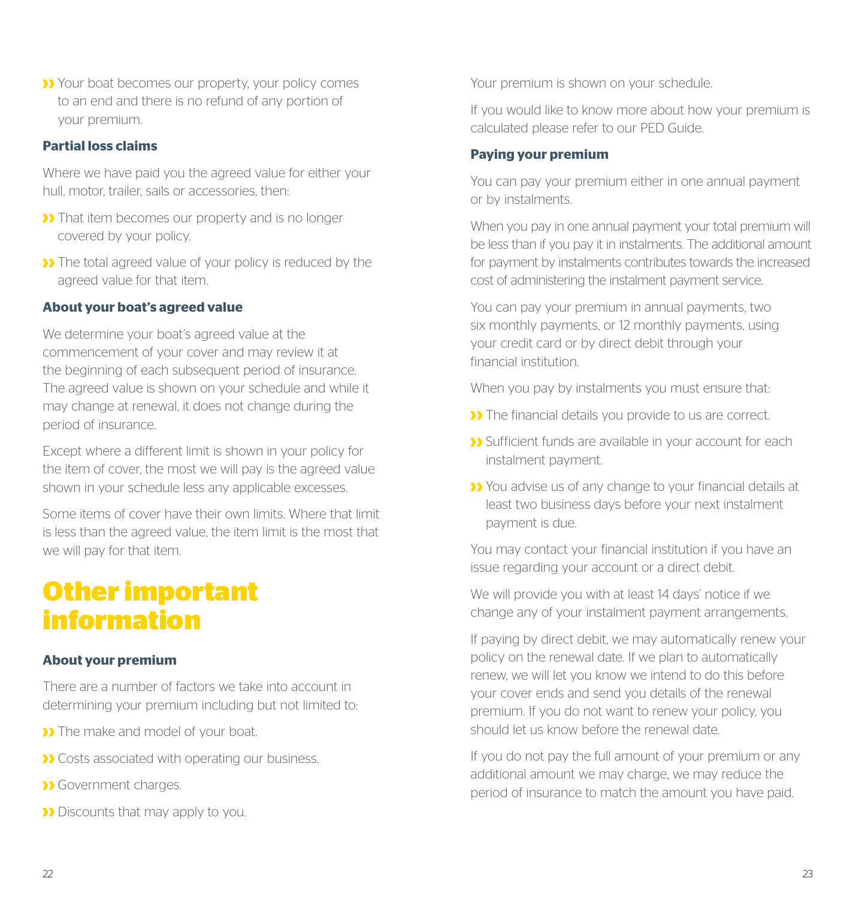- Your boat becomes our property, your policy comes to an end and there is no refund of any portion of your premium.

### Partial loss claims

Where we have paid you the agreed value for either your hull, motor, trailer, sails or accessories, then:

- That item becomes our property and is no longer covered by your policy.
- The total agreed value of your policy is reduced by the agreed value for that item.

### About your boat's agreed value

We determine your boat's agreed value at the commencement of your cover and may review it at the beginning of each subsequent period of insurance. The agreed value is shown on your schedule and while it may change at renewal, it does not change during the period of insurance.

Except where a different limit is shown in your policy for the item of cover, the most we will pay is the agreed value shown in your schedule less any applicable excesses.

Some items of cover have their own limits. Where that limit is less than the agreed value, the item limit is the most that we will pay for that item.

# Other important information

### About your premium

There are a number of factors we take into account in determining your premium including but not limited to:

- The make and model of your boat.
- Costs associated with operating our business.
- Government charges.
- Discounts that may apply to you.

Your premium is shown on your schedule.

If you would like to know more about how your premium is calculated please refer to our PED Guide.

### Paying your premium

You can pay your premium either in one annual payment or by instalments.

When you pay in one annual payment your total premium will be less than if you pay it in instalments. The additional amount for payment by instalments contributes towards the increased cost of administering the instalment payment service.

You can pay your premium in annual payments, two six monthly payments, or 12 monthly payments, using your credit card or by direct debit through your financial institution.

When you pay by instalments you must ensure that:

- The financial details you provide to us are correct.
- Sufficient funds are available in your account for each instalment payment.
- You advise us of any change to your financial details at least two business days before your next instalment payment is due.

You may contact your financial institution if you have an issue regarding your account or a direct debit.

We will provide you with at least 14 days' notice if we change any of your instalment payment arrangements.

If paying by direct debit, we may automatically renew your policy on the renewal date. If we plan to automatically renew, we will let you know we intend to do this before your cover ends and send you details of the renewal premium. If you do not want to renew your policy, you should let us know before the renewal date.

If you do not pay the full amount of your premium or any additional amount we may charge, we may reduce the period of insurance to match the amount you have paid.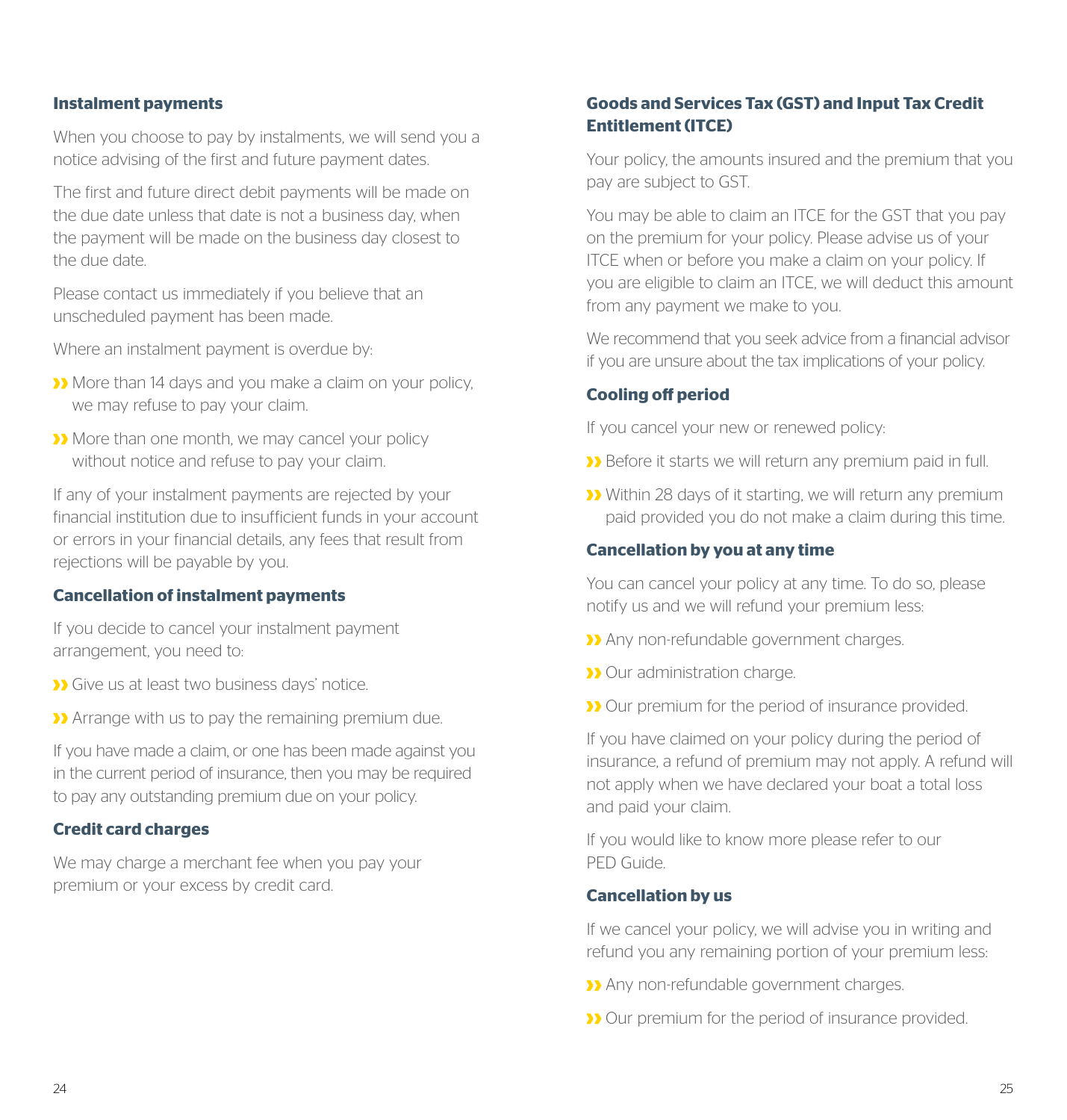### Instalment payments

When you choose to pay by instalments, we will send you a notice advising of the first and future payment dates.

The first and future direct debit payments will be made on the due date unless that date is not a business day, when the payment will be made on the business day closest to the due date.

Please contact us immediately if you believe that an unscheduled payment has been made.

Where an instalment payment is overdue by:

- More than 14 days and you make a claim on your policy, we may refuse to pay your claim.
- More than one month, we may cancel your policy without notice and refuse to pay your claim.

If any of your instalment payments are rejected by your financial institution due to insufficient funds in your account or errors in your financial details, any fees that result from rejections will be payable by you.

### Cancellation of instalment payments

If you decide to cancel your instalment payment arrangement, you need to:

- Give us at least two business days' notice.
- Arrange with us to pay the remaining premium due.

If you have made a claim, or one has been made against you in the current period of insurance, then you may be required to pay any outstanding premium due on your policy.

### Credit card charges

We may charge a merchant fee when you pay your premium or your excess by credit card.

### Goods and Services Tax (GST) and Input Tax Credit Entitlement (ITCE)

Your policy, the amounts insured and the premium that you pay are subject to GST.

You may be able to claim an ITCE for the GST that you pay on the premium for your policy. Please advise us of your ITCE when or before you make a claim on your policy. If you are eligible to claim an ITCE, we will deduct this amount from any payment we make to you.

We recommend that you seek advice from a financial advisor if you are unsure about the tax implications of your policy.

### Cooling off period

If you cancel your new or renewed policy:

- Before it starts we will return any premium paid in full.
- Within 28 days of it starting, we will return any premium paid provided you do not make a claim during this time.

### Cancellation by you at any time

You can cancel your policy at any time. To do so, please notify us and we will refund your premium less:

- Any non-refundable government charges.
- Our administration charge.
- Our premium for the period of insurance provided.

If you have claimed on your policy during the period of insurance, a refund of premium may not apply. A refund will not apply when we have declared your boat a total loss and paid your claim.

If you would like to know more please refer to our PED Guide.

### Cancellation by us

If we cancel your policy, we will advise you in writing and refund you any remaining portion of your premium less:

- Any non-refundable government charges.
- Our premium for the period of insurance provided.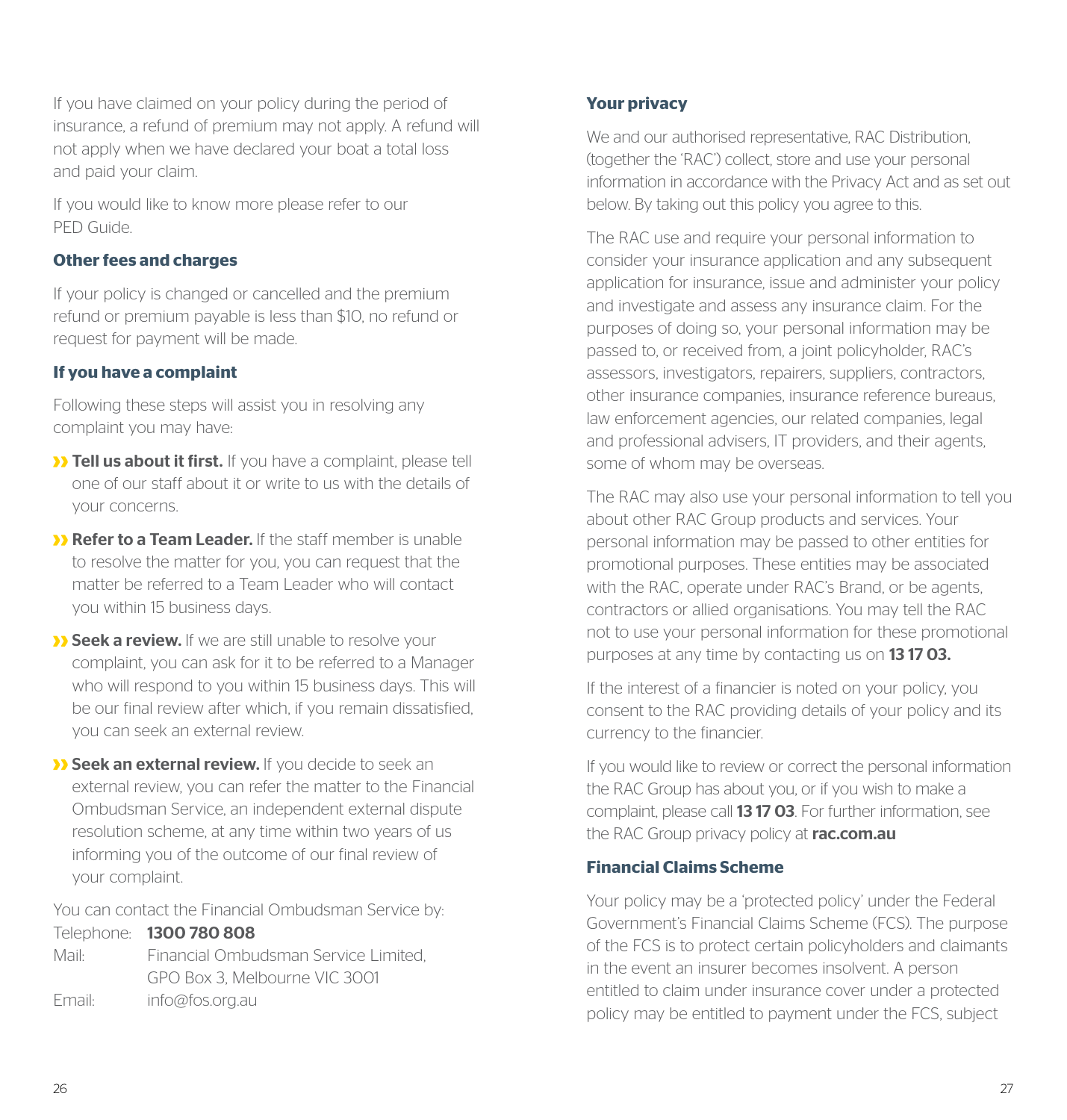If you have claimed on your policy during the period of insurance, a refund of premium may not apply. A refund will not apply when we have declared your boat a total loss and paid your claim.

If you would like to know more please refer to our PED Guide.

### Other fees and charges

If your policy is changed or cancelled and the premium refund or premium payable is less than $10, no refund or request for payment will be made.

### If you have a complaint

Following these steps will assist you in resolving any complaint you may have:

- **Tell us about it first.** If you have a complaint, please tell one of our staff about it or write to us with the details of your concerns.
- **Refer to a Team Leader.** If the staff member is unable to resolve the matter for you, you can request that the matter be referred to a Team Leader who will contact you within 15 business days.
- **Seek a review.** If we are still unable to resolve your complaint, you can ask for it to be referred to a Manager who will respond to you within 15 business days. This will be our final review after which, if you remain dissatisfied, you can seek an external review.
- **Seek an external review.** If you decide to seek an external review, you can refer the matter to the Financial Ombudsman Service, an independent external dispute resolution scheme, at any time within two years of us informing you of the outcome of our final review of your complaint.

You can contact the Financial Ombudsman Service by:

Telephone: **1300 780 808**
Mail: Financial Ombudsman Service Limited, GPO Box 3, Melbourne VIC 3001
Email: info@fos.org.au

### Your privacy

We and our authorised representative, RAC Distribution, (together the 'RAC') collect, store and use your personal information in accordance with the Privacy Act and as set out below. By taking out this policy you agree to this.

The RAC use and require your personal information to consider your insurance application and any subsequent application for insurance, issue and administer your policy and investigate and assess any insurance claim. For the purposes of doing so, your personal information may be passed to, or received from, a joint policyholder, RAC's assessors, investigators, repairers, suppliers, contractors, other insurance companies, insurance reference bureaus, law enforcement agencies, our related companies, legal and professional advisers, IT providers, and their agents, some of whom may be overseas.

The RAC may also use your personal information to tell you about other RAC Group products and services. Your personal information may be passed to other entities for promotional purposes. These entities may be associated with the RAC, operate under RAC's Brand, or be agents, contractors or allied organisations. You may tell the RAC not to use your personal information for these promotional purposes at any time by contacting us on **13 17 03.**

If the interest of a financier is noted on your policy, you consent to the RAC providing details of your policy and its currency to the financier.

If you would like to review or correct the personal information the RAC Group has about you, or if you wish to make a complaint, please call **13 17 03**. For further information, see the RAC Group privacy policy at **rac.com.au**

### Financial Claims Scheme

Your policy may be a 'protected policy' under the Federal Government's Financial Claims Scheme (FCS). The purpose of the FCS is to protect certain policyholders and claimants in the event an insurer becomes insolvent. A person entitled to claim under insurance cover under a protected policy may be entitled to payment under the FCS, subject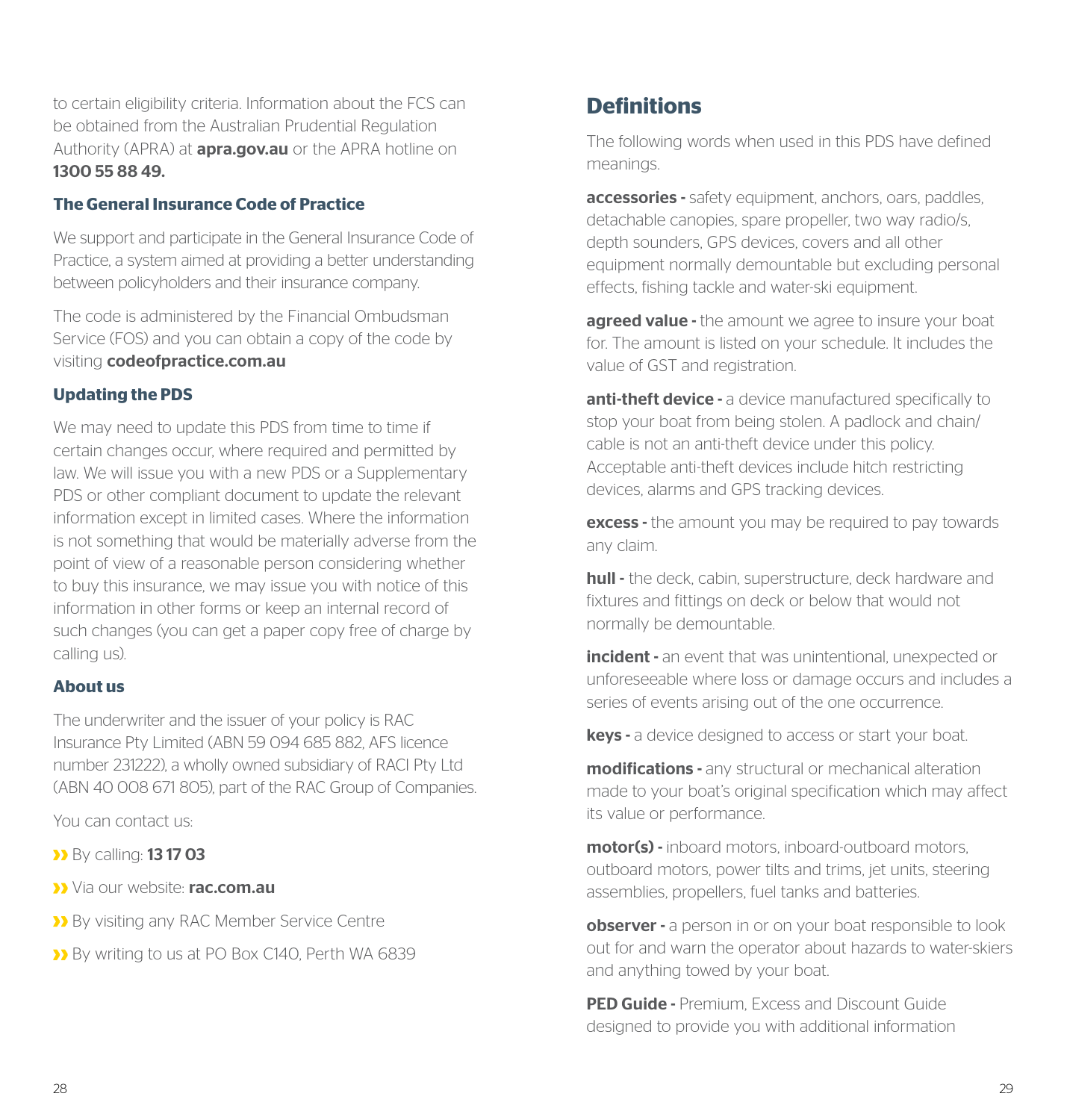to certain eligibility criteria. Information about the FCS can be obtained from the Australian Prudential Regulation Authority (APRA) at **apra.gov.au** or the APRA hotline on **1300 55 88 49.**

### The General Insurance Code of Practice

We support and participate in the General Insurance Code of Practice, a system aimed at providing a better understanding between policyholders and their insurance company.

The code is administered by the Financial Ombudsman Service (FOS) and you can obtain a copy of the code by visiting **codeofpractice.com.au**

### Updating the PDS

We may need to update this PDS from time to time if certain changes occur, where required and permitted by law. We will issue you with a new PDS or a Supplementary PDS or other compliant document to update the relevant information except in limited cases. Where the information is not something that would be materially adverse from the point of view of a reasonable person considering whether to buy this insurance, we may issue you with notice of this information in other forms or keep an internal record of such changes (you can get a paper copy free of charge by calling us).

### About us

The underwriter and the issuer of your policy is RAC Insurance Pty Limited (ABN 59 094 685 882, AFS licence number 231222), a wholly owned subsidiary of RACI Pty Ltd (ABN 40 008 671 805), part of the RAC Group of Companies.

You can contact us:

- By calling: **13 17 03**
- Via our website: **rac.com.au**
- By visiting any RAC Member Service Centre
- By writing to us at PO Box C140, Perth WA 6839

## Definitions

The following words when used in this PDS have defined meanings.

**accessories -** safety equipment, anchors, oars, paddles, detachable canopies, spare propeller, two way radio/s, depth sounders, GPS devices, covers and all other equipment normally demountable but excluding personal effects, fishing tackle and water-ski equipment.

**agreed value -** the amount we agree to insure your boat for. The amount is listed on your schedule. It includes the value of GST and registration.

**anti-theft device -** a device manufactured specifically to stop your boat from being stolen. A padlock and chain/cable is not an anti-theft device under this policy. Acceptable anti-theft devices include hitch restricting devices, alarms and GPS tracking devices.

**excess -** the amount you may be required to pay towards any claim.

**hull -** the deck, cabin, superstructure, deck hardware and fixtures and fittings on deck or below that would not normally be demountable.

**incident -** an event that was unintentional, unexpected or unforeseeable where loss or damage occurs and includes a series of events arising out of the one occurrence.

**keys -** a device designed to access or start your boat.

**modifications -** any structural or mechanical alteration made to your boat's original specification which may affect its value or performance.

**motor(s) -** inboard motors, inboard-outboard motors, outboard motors, power tilts and trims, jet units, steering assemblies, propellers, fuel tanks and batteries.

**observer -** a person in or on your boat responsible to look out for and warn the operator about hazards to water-skiers and anything towed by your boat.

**PED Guide -** Premium, Excess and Discount Guide designed to provide you with additional information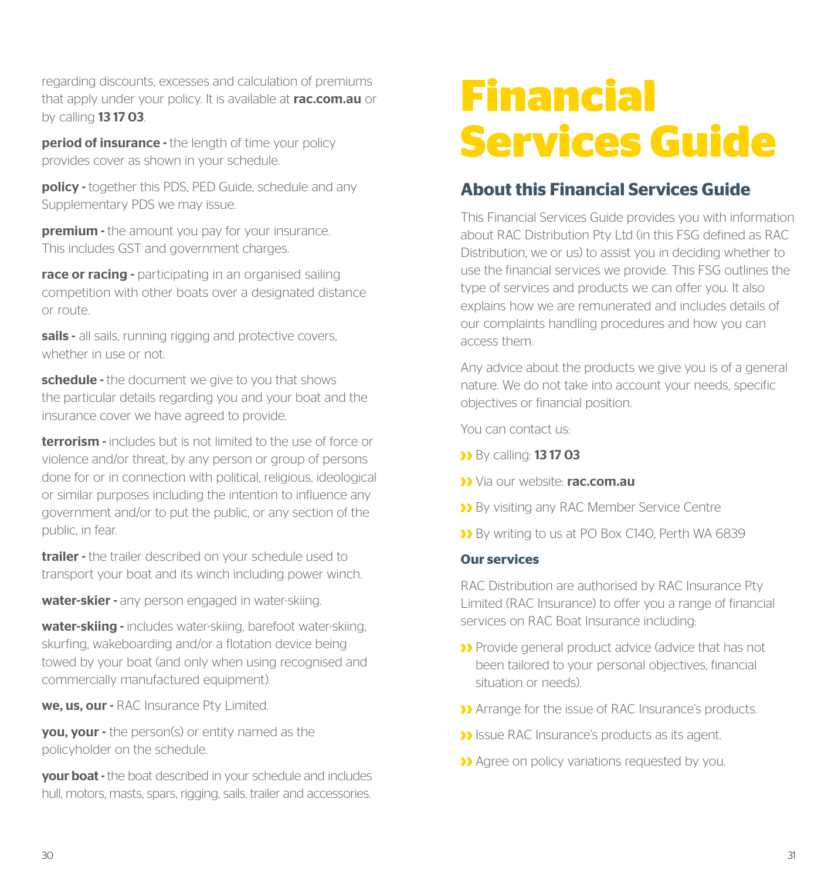regarding discounts, excesses and calculation of premiums that apply under your policy. It is available at **rac.com.au** or by calling **13 17 03**.

**period of insurance -** the length of time your policy provides cover as shown in your schedule.

**policy -** together this PDS, PED Guide, schedule and any Supplementary PDS we may issue.

**premium -** the amount you pay for your insurance. This includes GST and government charges.

**race or racing -** participating in an organised sailing competition with other boats over a designated distance or route.

**sails -** all sails, running rigging and protective covers, whether in use or not.

**schedule -** the document we give to you that shows the particular details regarding you and your boat and the insurance cover we have agreed to provide.

**terrorism -** includes but is not limited to the use of force or violence and/or threat, by any person or group of persons done for or in connection with political, religious, ideological or similar purposes including the intention to influence any government and/or to put the public, or any section of the public, in fear.

**trailer -** the trailer described on your schedule used to transport your boat and its winch including power winch.

**water-skier -** any person engaged in water-skiing.

**water-skiing -** includes water-skiing, barefoot water-skiing, skurfing, wakeboarding and/or a flotation device being towed by your boat (and only when using recognised and commercially manufactured equipment).

**we, us, our -** RAC Insurance Pty Limited.

**you, your -** the person(s) or entity named as the policyholder on the schedule.

**your boat -** the boat described in your schedule and includes hull, motors, masts, spars, rigging, sails, trailer and accessories.

# Financial Services Guide

## About this Financial Services Guide

This Financial Services Guide provides you with information about RAC Distribution Pty Ltd (in this FSG defined as RAC Distribution, we or us) to assist you in deciding whether to use the financial services we provide. This FSG outlines the type of services and products we can offer you. It also explains how we are remunerated and includes details of our complaints handling procedures and how you can access them.

Any advice about the products we give you is of a general nature. We do not take into account your needs, specific objectives or financial position.

You can contact us:

- By calling: **13 17 03**
- Via our website: **rac.com.au**
- By visiting any RAC Member Service Centre
- By writing to us at PO Box C140, Perth WA 6839

### Our services

RAC Distribution are authorised by RAC Insurance Pty Limited (RAC Insurance) to offer you a range of financial services on RAC Boat Insurance including:

- Provide general product advice (advice that has not been tailored to your personal objectives, financial situation or needs).
- Arrange for the issue of RAC Insurance's products.
- Issue RAC Insurance's products as its agent.
- Agree on policy variations requested by you.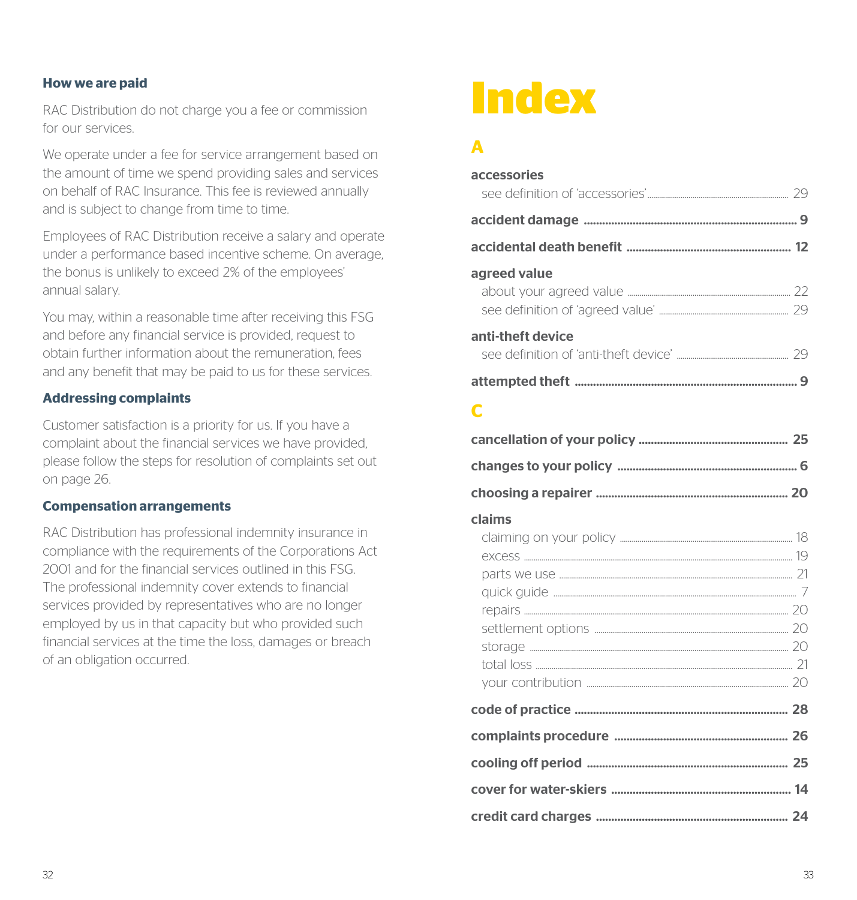### How we are paid

RAC Distribution do not charge you a fee or commission for our services.

We operate under a fee for service arrangement based on the amount of time we spend providing sales and services on behalf of RAC Insurance. This fee is reviewed annually and is subject to change from time to time.

Employees of RAC Distribution receive a salary and operate under a performance based incentive scheme. On average, the bonus is unlikely to exceed 2% of the employees' annual salary.

You may, within a reasonable time after receiving this FSG and before any financial service is provided, request to obtain further information about the remuneration, fees and any benefit that may be paid to us for these services.

### Addressing complaints

Customer satisfaction is a priority for us. If you have a complaint about the financial services we have provided, please follow the steps for resolution of complaints set out on page 26.

### Compensation arrangements

RAC Distribution has professional indemnity insurance in compliance with the requirements of the Corporations Act 2001 and for the financial services outlined in this FSG. The professional indemnity cover extends to financial services provided by representatives who are no longer employed by us in that capacity but who provided such financial services at the time the loss, damages or breach of an obligation occurred.

# Index

## A

**accessories**
- see definition of 'accessories' ........ 29

**accident damage** ........ **9**

**accidental death benefit** ........ **12**

**agreed value**
- about your agreed value ........ 22
- see definition of 'agreed value' ........ 29

**anti-theft device**
- see definition of 'anti-theft device' ........ 29

**attempted theft** ........ **9**

## C

**cancellation of your policy** ........ **25**

**changes to your policy** ........ **6**

**choosing a repairer** ........ **20**

**claims**
- claiming on your policy ........ 18
- excess ........ 19
- parts we use ........ 21
- quick guide ........ 7
- repairs ........ 20
- settlement options ........ 20
- storage ........ 20
- total loss ........ 21
- your contribution ........ 20

**code of practice** ........ **28**

**complaints procedure** ........ **26**

**cooling off period** ........ **25**

**cover for water-skiers** ........ **14**

**credit card charges** ........ **24**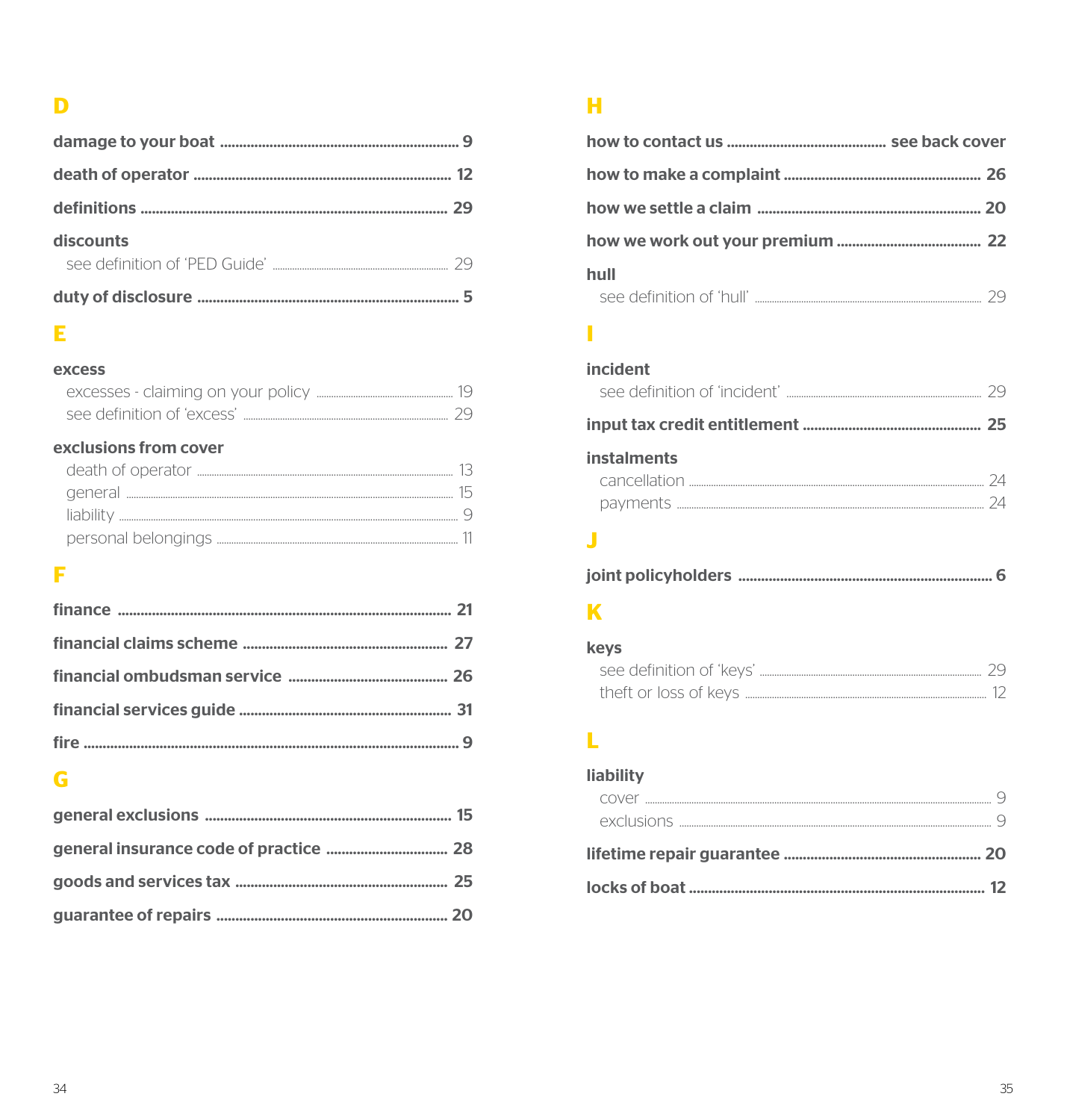## D

**damage to your boat** ........ **9**

**death of operator** ........ **12**

**definitions** ........ **29**

**discounts**
- see definition of 'PED Guide' ........ 29

**duty of disclosure** ........ **5**

## E

**excess**
- excesses - claiming on your policy ........ 19
- see definition of 'excess' ........ 29

**exclusions from cover**
- death of operator ........ 13
- general ........ 15
- liability ........ 9
- personal belongings ........ 11

## F

**finance** ........ **21**

**financial claims scheme** ........ **27**

**financial ombudsman service** ........ **26**

**financial services guide** ........ **31**

**fire** ........ **9**

## G

**general exclusions** ........ **15**

**general insurance code of practice** ........ **28**

**goods and services tax** ........ **25**

**guarantee of repairs** ........ **20**

## H

**how to contact us** ........ **see back cover**

**how to make a complaint** ........ **26**

**how we settle a claim** ........ **20**

**how we work out your premium** ........ **22**

**hull**
- see definition of 'hull' ........ 29

## I

**incident**
- see definition of 'incident' ........ 29

**input tax credit entitlement** ........ **25**

**instalments**
- cancellation ........ 24
- payments ........ 24

## J

**joint policyholders** ........ **6**

## K

**keys**
- see definition of 'keys' ........ 29
- theft or loss of keys ........ 12

## L

**liability**
- cover ........ 9
- exclusions ........ 9

**lifetime repair guarantee** ........ **20**

**locks of boat** ........ **12**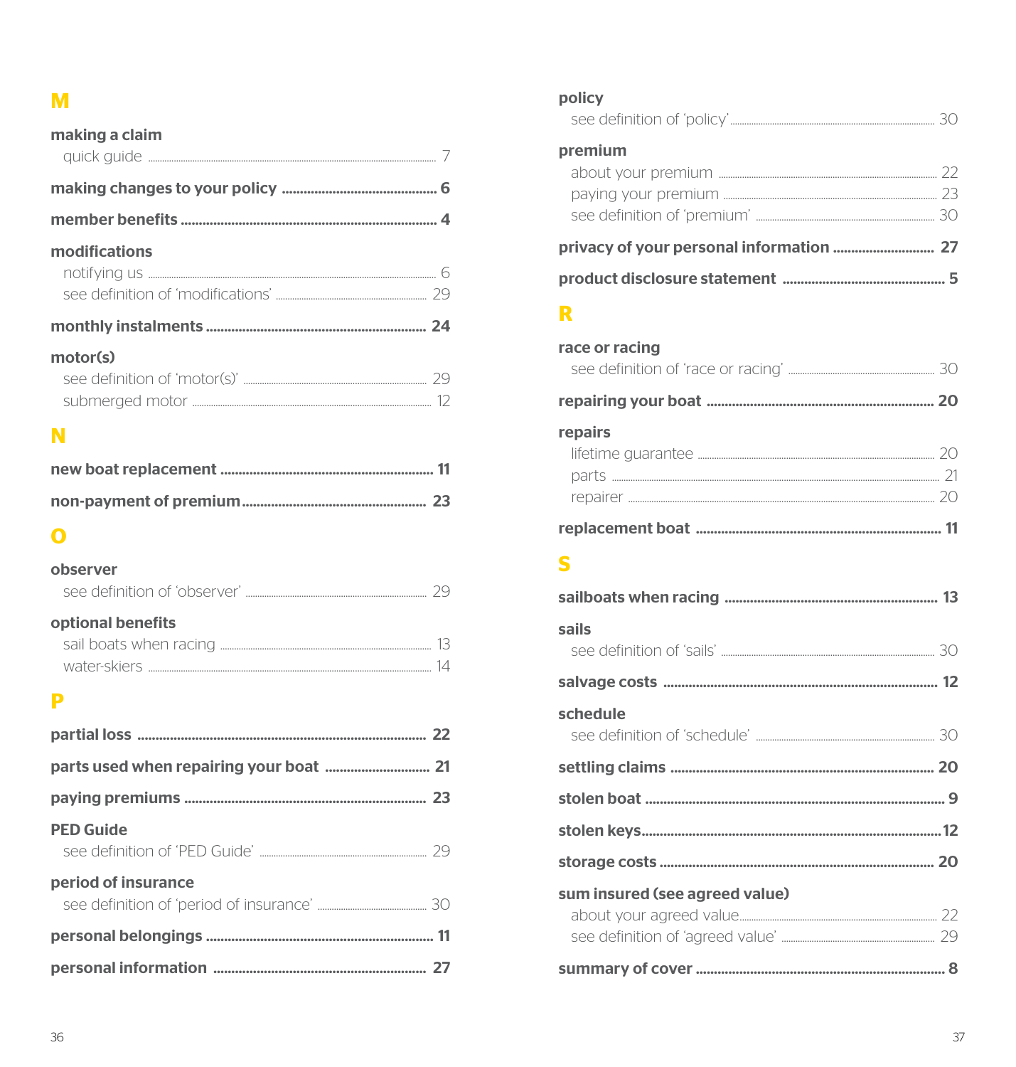## M

**making a claim**
- quick guide ..... 7

**making changes to your policy ..... 6**

**member benefits ..... 4**

**modifications**
- notifying us ..... 6
- see definition of 'modifications' ..... 29

**monthly instalments ..... 24**

**motor(s)**
- see definition of 'motor(s)' ..... 29
- submerged motor ..... 12

## N

**new boat replacement ..... 11**

**non-payment of premium ..... 23**

## O

**observer**
- see definition of 'observer' ..... 29

**optional benefits**
- sail boats when racing ..... 13
- water-skiers ..... 14

## P

**partial loss ..... 22**

**parts used when repairing your boat ..... 21**

**paying premiums ..... 23**

**PED Guide**
- see definition of 'PED Guide' ..... 29

**period of insurance**
- see definition of 'period of insurance' ..... 30

**personal belongings ..... 11**

**personal information ..... 27**

**policy**
- see definition of 'policy' ..... 30

**premium**
- about your premium ..... 22
- paying your premium ..... 23
- see definition of 'premium' ..... 30

**privacy of your personal information ..... 27**

**product disclosure statement ..... 5**

## R

**race or racing**
- see definition of 'race or racing' ..... 30

**repairing your boat ..... 20**

**repairs**
- lifetime guarantee ..... 20
- parts ..... 21
- repairer ..... 20

**replacement boat ..... 11**

## S

**sailboats when racing ..... 13**

**sails**
- see definition of 'sails' ..... 30

**salvage costs ..... 12**

**schedule**
- see definition of 'schedule' ..... 30

**settling claims ..... 20**

**stolen boat ..... 9**

**stolen keys ..... 12**

**storage costs ..... 20**

**sum insured (see agreed value)**
- about your agreed value ..... 22
- see definition of 'agreed value' ..... 29

**summary of cover ..... 8**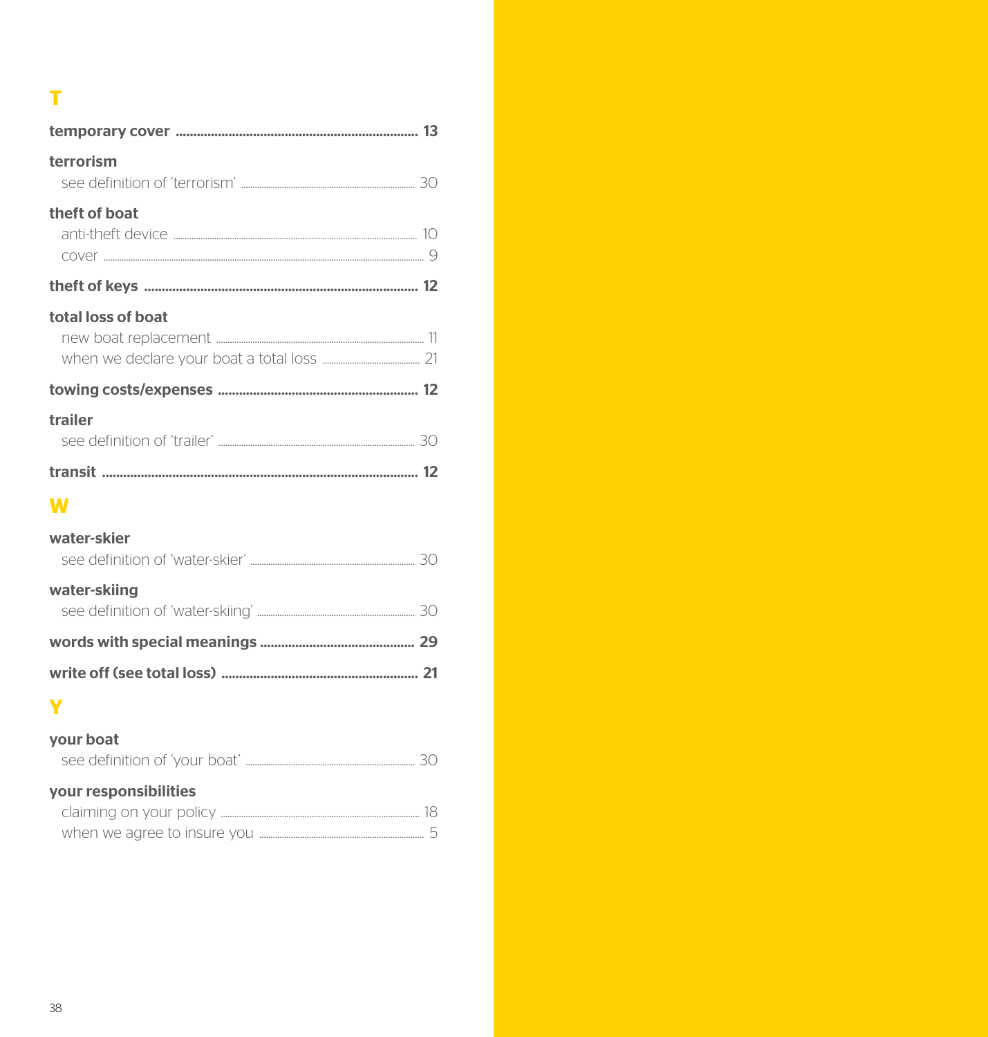## T

**temporary cover** ........ **13**

**terrorism**
- see definition of 'terrorism' ........ 30

**theft of boat**
- anti-theft device ........ 10
- cover ........ 9

**theft of keys** ........ **12**

**total loss of boat**
- new boat replacement ........ 11
- when we declare your boat a total loss ........ 21

**towing costs/expenses** ........ **12**

**trailer**
- see definition of 'trailer' ........ 30

**transit** ........ **12**

## W

**water-skier**
- see definition of 'water-skier' ........ 30

**water-skiing**
- see definition of 'water-skiing' ........ 30

**words with special meanings** ........ **29**

**write off (see total loss)** ........ **21**

## Y

**your boat**
- see definition of 'your boat' ........ 30

**your responsibilities**
- claiming on your policy ........ 18
- when we agree to insure you ........ 5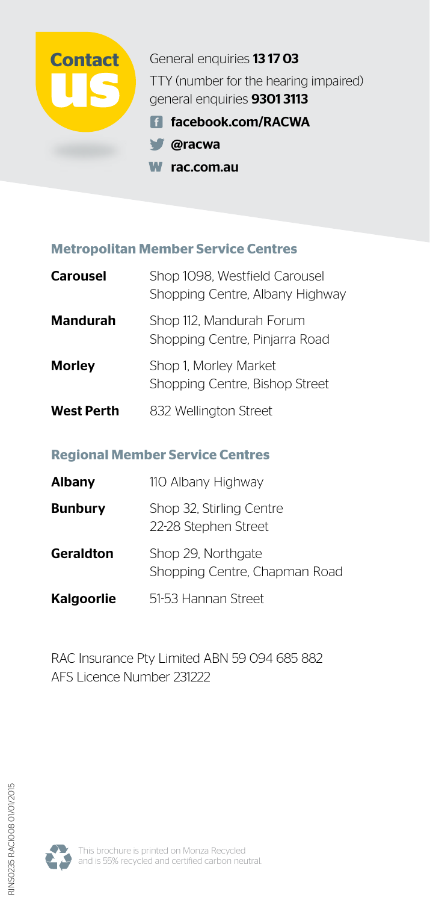## Contact us

General enquiries **13 17 03**

TTY (number for the hearing impaired) general enquiries **9301 3113**

**facebook.com/RACWA**

**@racwa**

**rac.com.au**

### Metropolitan Member Service Centres

| | |
|---|---|
| **Carousel** | Shop 1098, Westfield Carousel Shopping Centre, Albany Highway |
| **Mandurah** | Shop 112, Mandurah Forum Shopping Centre, Pinjarra Road |
| **Morley** | Shop 1, Morley Market Shopping Centre, Bishop Street |
| **West Perth** | 832 Wellington Street |

### Regional Member Service Centres

| | |
|---|---|
| **Albany** | 110 Albany Highway |
| **Bunbury** | Shop 32, Stirling Centre 22-28 Stephen Street |
| **Geraldton** | Shop 29, Northgate Shopping Centre, Chapman Road |
| **Kalgoorlie** | 51-53 Hannan Street |

RAC Insurance Pty Limited ABN 59 094 685 882
AFS Licence Number 231222

RINS0235 RAC1008 01/01/2015

This brochure is printed on Monza Recycled and is 55% recycled and certified carbon neutral.